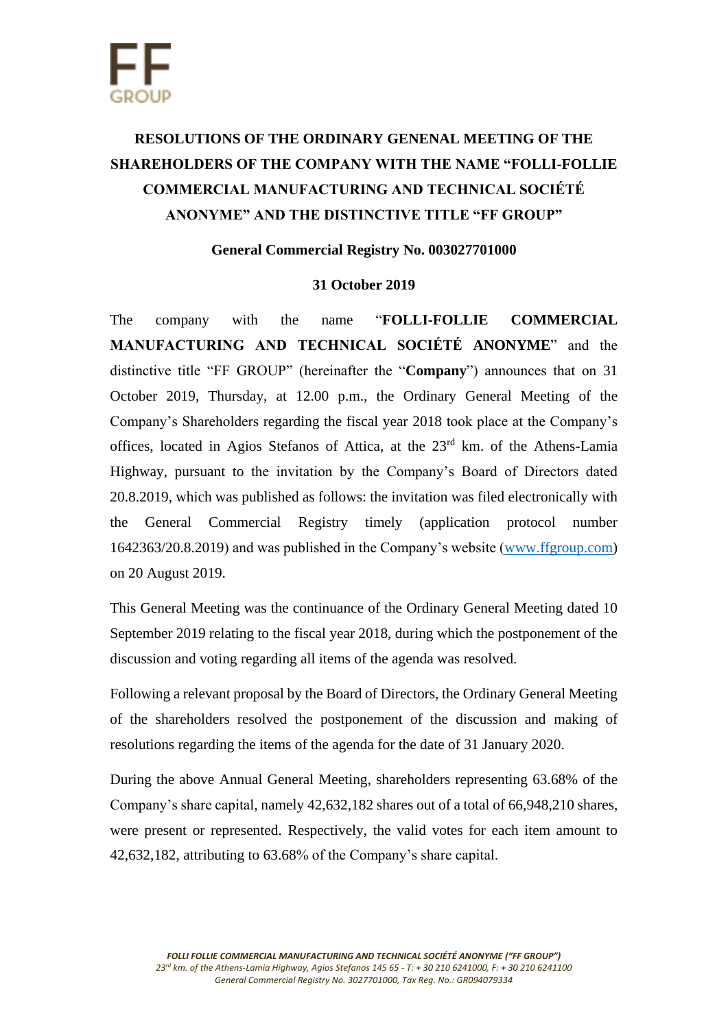# RESOLUTIONS OF THE ORDINARY GENENAL MEETING OF THE SHAREHOLDERS OF THE COMPANY WITH THE NAME "FOLLI-FOLLIE COMMERCIAL MANUFACTURING AND TECHNICAL SOCIÉTÉ ANONYME" AND THE DISTINCTIVE TITLE "FF GROUP"

**General Commercial Registry No. 003027701000**

**31 October 2019**

The company with the name "**FOLLI-FOLLIE COMMERCIAL MANUFACTURING AND TECHNICAL SOCIÉTÉ ANONYME**" and the distinctive title "FF GROUP" (hereinafter the "**Company**") announces that on 31 October 2019, Thursday, at 12.00 p.m., the Ordinary General Meeting of the Company's Shareholders regarding the fiscal year 2018 took place at the Company's offices, located in Agios Stefanos of Attica, at the 23rd km. of the Athens-Lamia Highway, pursuant to the invitation by the Company's Board of Directors dated 20.8.2019, which was published as follows: the invitation was filed electronically with the General Commercial Registry timely (application protocol number 1642363/20.8.2019) and was published in the Company's website (www.ffgroup.com) on 20 August 2019.

This General Meeting was the continuance of the Ordinary General Meeting dated 10 September 2019 relating to the fiscal year 2018, during which the postponement of the discussion and voting regarding all items of the agenda was resolved.

Following a relevant proposal by the Board of Directors, the Ordinary General Meeting of the shareholders resolved the postponement of the discussion and making of resolutions regarding the items of the agenda for the date of 31 January 2020.

During the above Annual General Meeting, shareholders representing 63.68% of the Company's share capital, namely 42,632,182 shares out of a total of 66,948,210 shares, were present or represented. Respectively, the valid votes for each item amount to 42,632,182, attributing to 63.68% of the Company's share capital.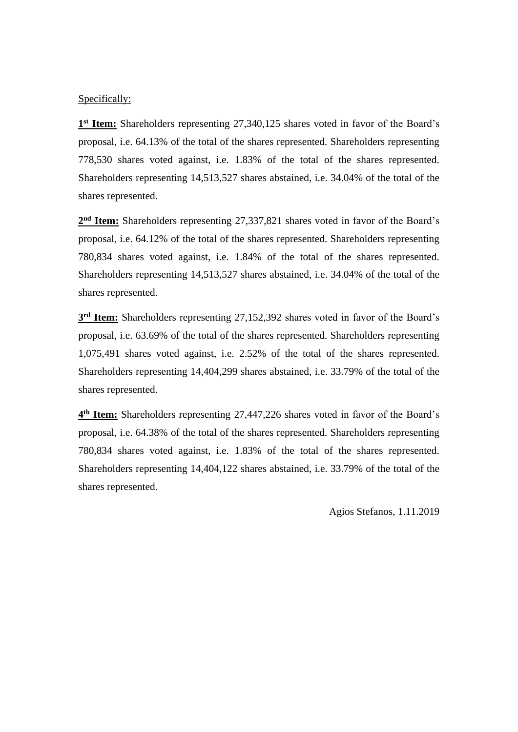Specifically:

**1st Item:** Shareholders representing 27,340,125 shares voted in favor of the Board's proposal, i.e. 64.13% of the total of the shares represented. Shareholders representing 778,530 shares voted against, i.e. 1.83% of the total of the shares represented. Shareholders representing 14,513,527 shares abstained, i.e. 34.04% of the total of the shares represented.

**2nd Item:** Shareholders representing 27,337,821 shares voted in favor of the Board's proposal, i.e. 64.12% of the total of the shares represented. Shareholders representing 780,834 shares voted against, i.e. 1.84% of the total of the shares represented. Shareholders representing 14,513,527 shares abstained, i.e. 34.04% of the total of the shares represented.

**3rd Item:** Shareholders representing 27,152,392 shares voted in favor of the Board's proposal, i.e. 63.69% of the total of the shares represented. Shareholders representing 1,075,491 shares voted against, i.e. 2.52% of the total of the shares represented. Shareholders representing 14,404,299 shares abstained, i.e. 33.79% of the total of the shares represented.

**4th Item:** Shareholders representing 27,447,226 shares voted in favor of the Board's proposal, i.e. 64.38% of the total of the shares represented. Shareholders representing 780,834 shares voted against, i.e. 1.83% of the total of the shares represented. Shareholders representing 14,404,122 shares abstained, i.e. 33.79% of the total of the shares represented.

Agios Stefanos, 1.11.2019